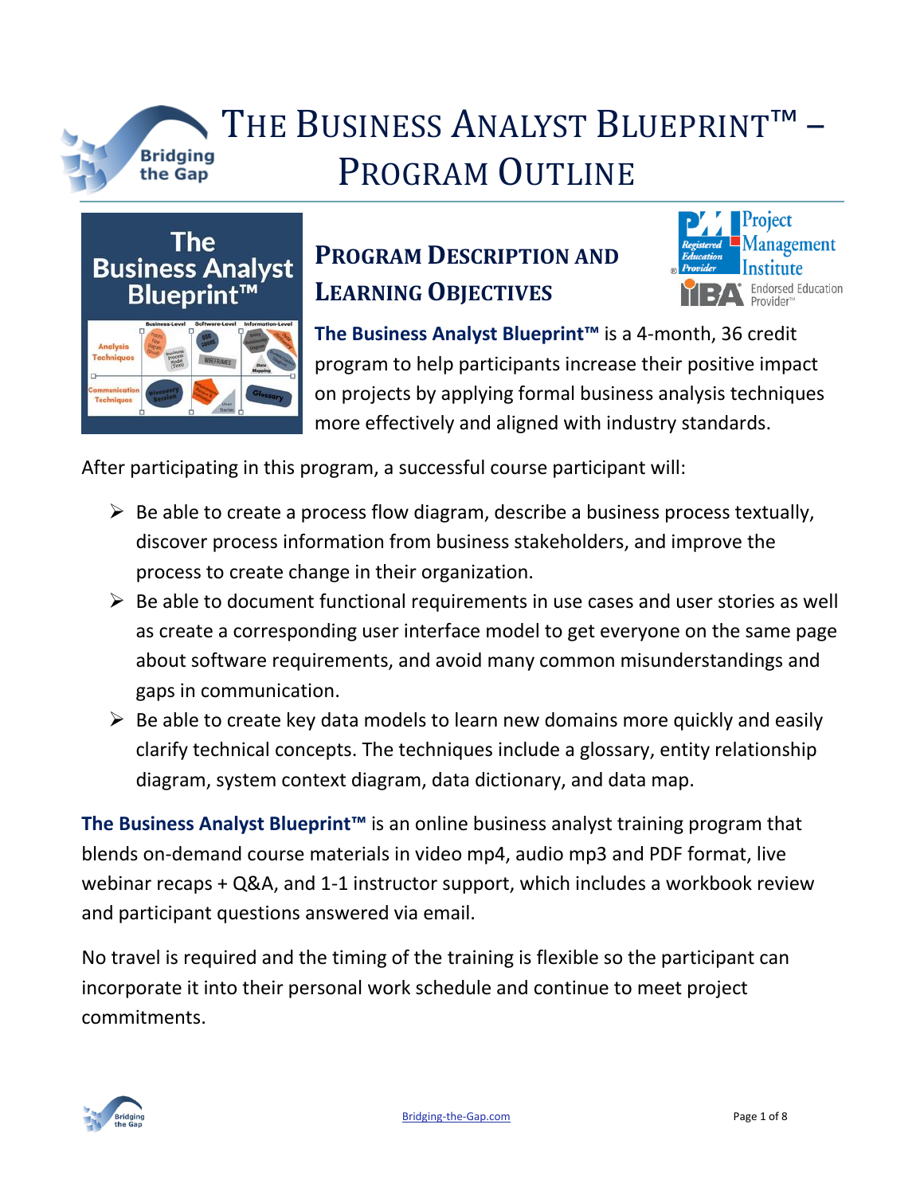# The Business Analyst Blueprint™ – Program Outline

## Program Description and Learning Objectives

**The Business Analyst Blueprint™** is a 4-month, 36 credit program to help participants increase their positive impact on projects by applying formal business analysis techniques more effectively and aligned with industry standards.

After participating in this program, a successful course participant will:

- Be able to create a process flow diagram, describe a business process textually, discover process information from business stakeholders, and improve the process to create change in their organization.
- Be able to document functional requirements in use cases and user stories as well as create a corresponding user interface model to get everyone on the same page about software requirements, and avoid many common misunderstandings and gaps in communication.
- Be able to create key data models to learn new domains more quickly and easily clarify technical concepts. The techniques include a glossary, entity relationship diagram, system context diagram, data dictionary, and data map.

**The Business Analyst Blueprint™** is an online business analyst training program that blends on-demand course materials in video mp4, audio mp3 and PDF format, live webinar recaps + Q&A, and 1-1 instructor support, which includes a workbook review and participant questions answered via email.

No travel is required and the timing of the training is flexible so the participant can incorporate it into their personal work schedule and continue to meet project commitments.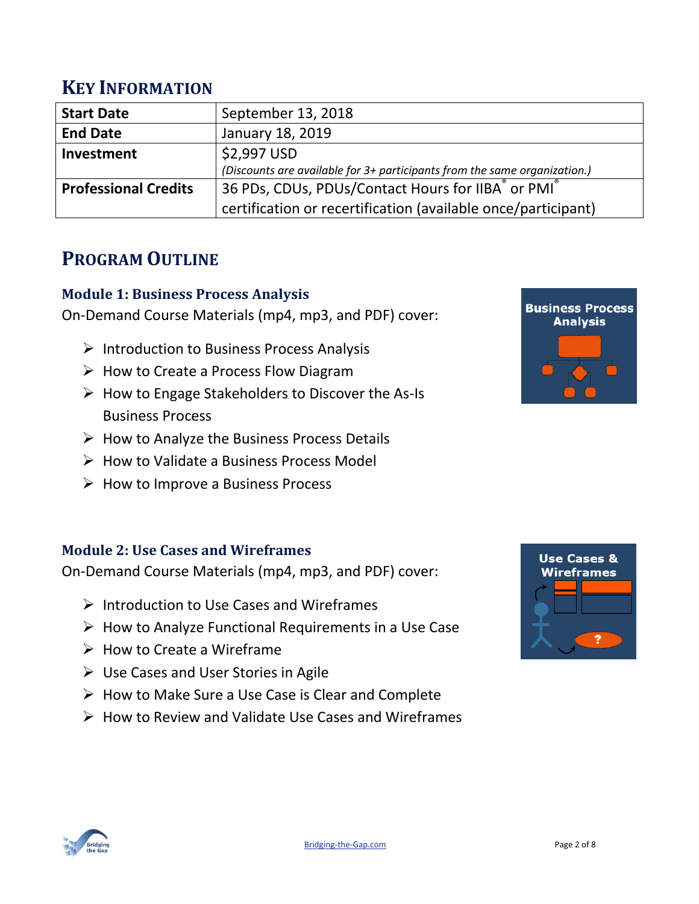## Key Information

| | |
|---|---|
| **Start Date** | September 13, 2018 |
| **End Date** | January 18, 2019 |
| **Investment** | $2,997 USD<br>*(Discounts are available for 3+ participants from the same organization.)* |
| **Professional Credits** | 36 PDs, CDUs, PDUs/Contact Hours for IIBA® or PMI® certification or recertification (available once/participant) |

## Program Outline

### Module 1: Business Process Analysis

On-Demand Course Materials (mp4, mp3, and PDF) cover:

- Introduction to Business Process Analysis
- How to Create a Process Flow Diagram
- How to Engage Stakeholders to Discover the As-Is Business Process
- How to Analyze the Business Process Details
- How to Validate a Business Process Model
- How to Improve a Business Process

### Module 2: Use Cases and Wireframes

On-Demand Course Materials (mp4, mp3, and PDF) cover:

- Introduction to Use Cases and Wireframes
- How to Analyze Functional Requirements in a Use Case
- How to Create a Wireframe
- Use Cases and User Stories in Agile
- How to Make Sure a Use Case is Clear and Complete
- How to Review and Validate Use Cases and Wireframes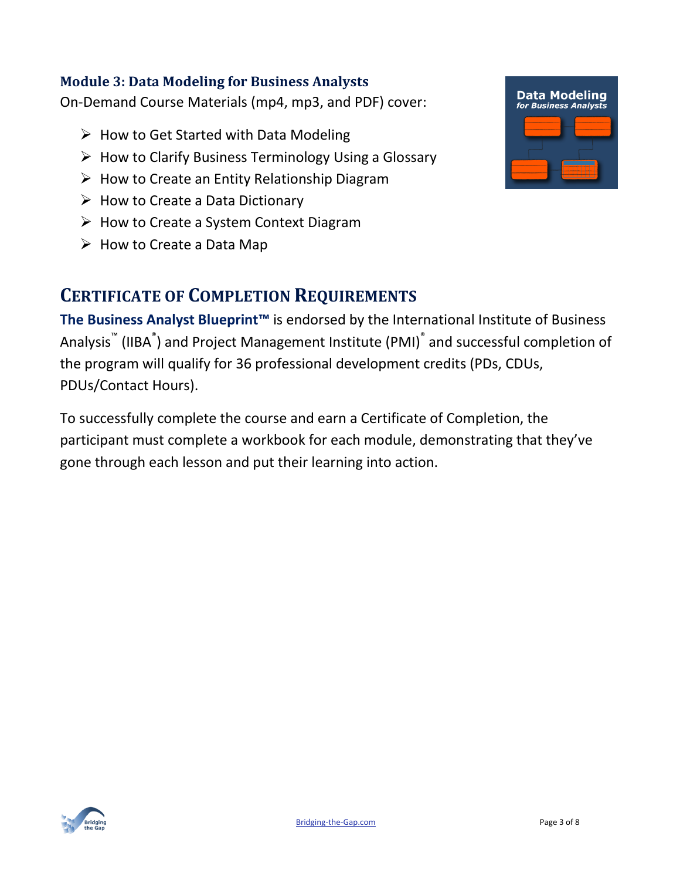### Module 3: Data Modeling for Business Analysts

On-Demand Course Materials (mp4, mp3, and PDF) cover:

- How to Get Started with Data Modeling
- How to Clarify Business Terminology Using a Glossary
- How to Create an Entity Relationship Diagram
- How to Create a Data Dictionary
- How to Create a System Context Diagram
- How to Create a Data Map

## Certificate of Completion Requirements

**The Business Analyst Blueprint™** is endorsed by the International Institute of Business Analysis™ (IIBA®) and Project Management Institute (PMI)® and successful completion of the program will qualify for 36 professional development credits (PDs, CDUs, PDUs/Contact Hours).

To successfully complete the course and earn a Certificate of Completion, the participant must complete a workbook for each module, demonstrating that they've gone through each lesson and put their learning into action.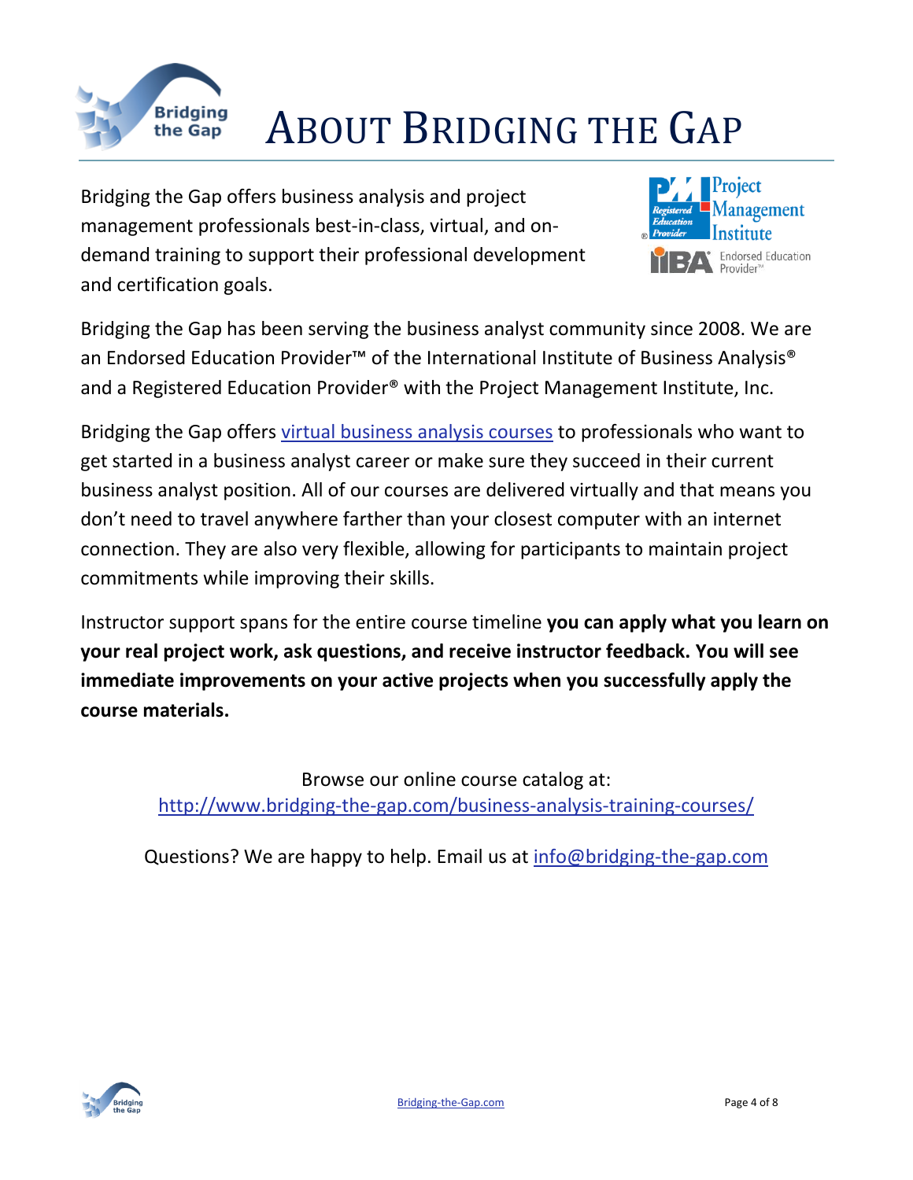# ABOUT BRIDGING THE GAP

Bridging the Gap offers business analysis and project management professionals best-in-class, virtual, and on-demand training to support their professional development and certification goals.

Bridging the Gap has been serving the business analyst community since 2008. We are an Endorsed Education Provider™ of the International Institute of Business Analysis® and a Registered Education Provider® with the Project Management Institute, Inc.

Bridging the Gap offers virtual business analysis courses to professionals who want to get started in a business analyst career or make sure they succeed in their current business analyst position. All of our courses are delivered virtually and that means you don't need to travel anywhere farther than your closest computer with an internet connection. They are also very flexible, allowing for participants to maintain project commitments while improving their skills.

Instructor support spans for the entire course timeline **you can apply what you learn on your real project work, ask questions, and receive instructor feedback. You will see immediate improvements on your active projects when you successfully apply the course materials.**

Browse our online course catalog at:
http://www.bridging-the-gap.com/business-analysis-training-courses/

Questions? We are happy to help. Email us at info@bridging-the-gap.com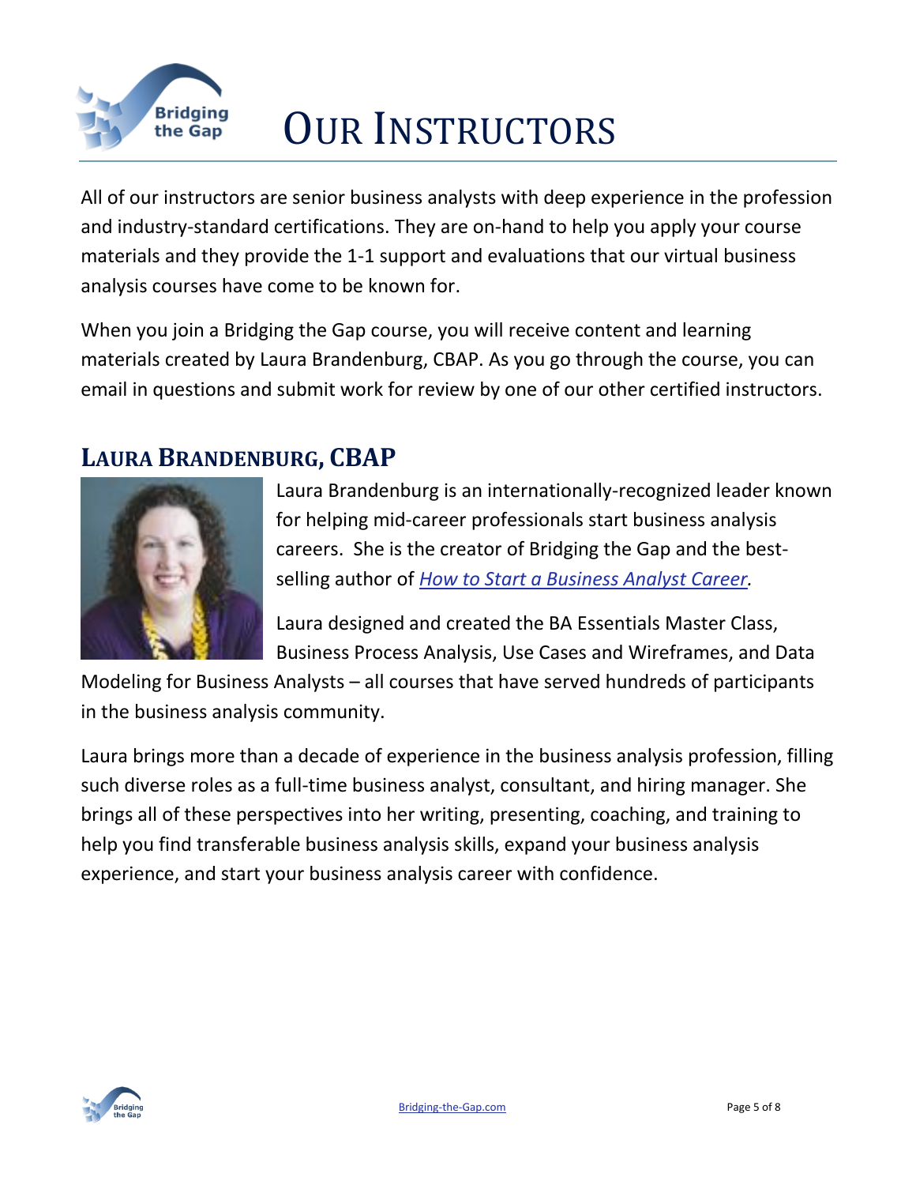# OUR INSTRUCTORS

All of our instructors are senior business analysts with deep experience in the profession and industry-standard certifications. They are on-hand to help you apply your course materials and they provide the 1-1 support and evaluations that our virtual business analysis courses have come to be known for.

When you join a Bridging the Gap course, you will receive content and learning materials created by Laura Brandenburg, CBAP. As you go through the course, you can email in questions and submit work for review by one of our other certified instructors.

## LAURA BRANDENBURG, CBAP

Laura Brandenburg is an internationally-recognized leader known for helping mid-career professionals start business analysis careers. She is the creator of Bridging the Gap and the best-selling author of *How to Start a Business Analyst Career*.

Laura designed and created the BA Essentials Master Class, Business Process Analysis, Use Cases and Wireframes, and Data Modeling for Business Analysts – all courses that have served hundreds of participants in the business analysis community.

Laura brings more than a decade of experience in the business analysis profession, filling such diverse roles as a full-time business analyst, consultant, and hiring manager. She brings all of these perspectives into her writing, presenting, coaching, and training to help you find transferable business analysis skills, expand your business analysis experience, and start your business analysis career with confidence.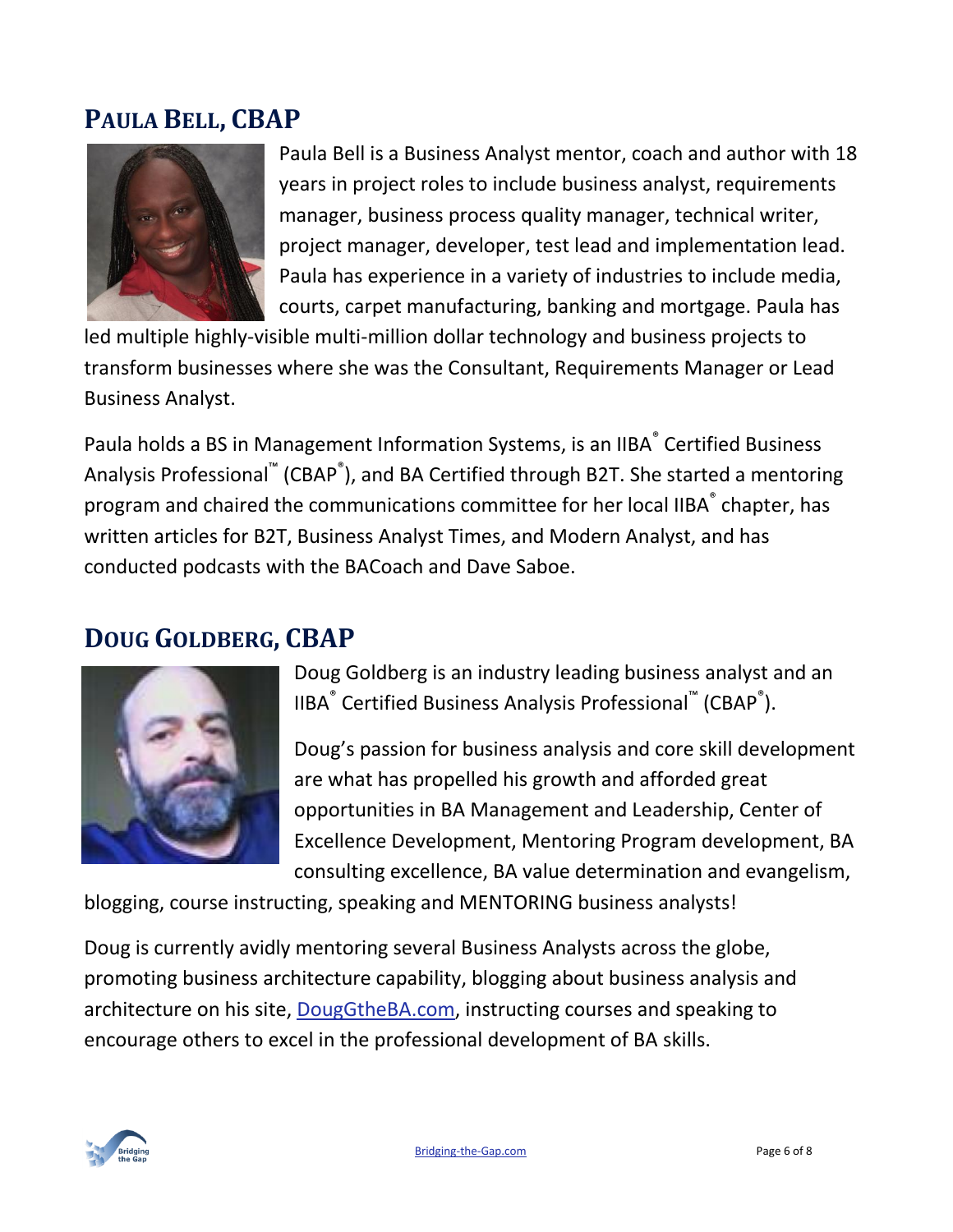## Paula Bell, CBAP

Paula Bell is a Business Analyst mentor, coach and author with 18 years in project roles to include business analyst, requirements manager, business process quality manager, technical writer, project manager, developer, test lead and implementation lead. Paula has experience in a variety of industries to include media, courts, carpet manufacturing, banking and mortgage. Paula has led multiple highly-visible multi-million dollar technology and business projects to transform businesses where she was the Consultant, Requirements Manager or Lead Business Analyst.

Paula holds a BS in Management Information Systems, is an IIBA® Certified Business Analysis Professional™ (CBAP®), and BA Certified through B2T. She started a mentoring program and chaired the communications committee for her local IIBA® chapter, has written articles for B2T, Business Analyst Times, and Modern Analyst, and has conducted podcasts with the BACoach and Dave Saboe.

## Doug Goldberg, CBAP

Doug Goldberg is an industry leading business analyst and an IIBA® Certified Business Analysis Professional™ (CBAP®).

Doug's passion for business analysis and core skill development are what has propelled his growth and afforded great opportunities in BA Management and Leadership, Center of Excellence Development, Mentoring Program development, BA consulting excellence, BA value determination and evangelism, blogging, course instructing, speaking and MENTORING business analysts!

Doug is currently avidly mentoring several Business Analysts across the globe, promoting business architecture capability, blogging about business analysis and architecture on his site, [DougGtheBA.com](http://DougGtheBA.com), instructing courses and speaking to encourage others to excel in the professional development of BA skills.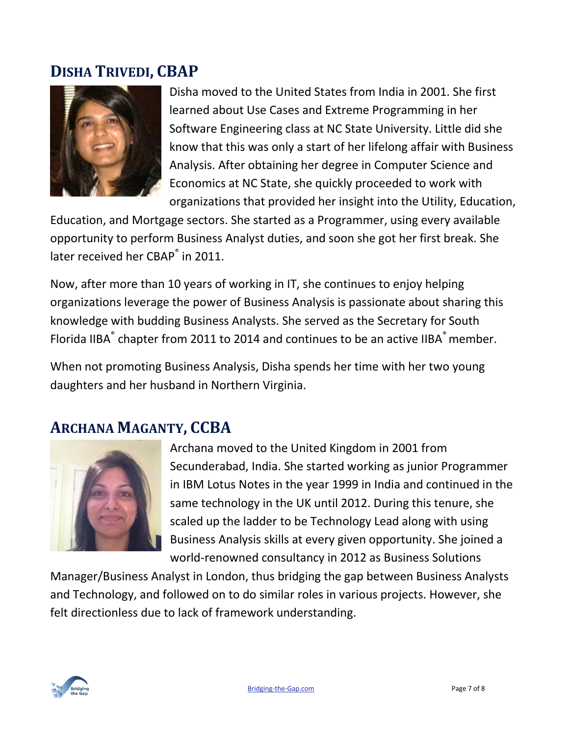## DISHA TRIVEDI, CBAP

Disha moved to the United States from India in 2001. She first learned about Use Cases and Extreme Programming in her Software Engineering class at NC State University. Little did she know that this was only a start of her lifelong affair with Business Analysis. After obtaining her degree in Computer Science and Economics at NC State, she quickly proceeded to work with organizations that provided her insight into the Utility, Education, Education, and Mortgage sectors. She started as a Programmer, using every available opportunity to perform Business Analyst duties, and soon she got her first break. She later received her CBAP® in 2011.

Now, after more than 10 years of working in IT, she continues to enjoy helping organizations leverage the power of Business Analysis is passionate about sharing this knowledge with budding Business Analysts. She served as the Secretary for South Florida IIBA® chapter from 2011 to 2014 and continues to be an active IIBA® member.

When not promoting Business Analysis, Disha spends her time with her two young daughters and her husband in Northern Virginia.

## ARCHANA MAGANTY, CCBA

Archana moved to the United Kingdom in 2001 from Secunderabad, India. She started working as junior Programmer in IBM Lotus Notes in the year 1999 in India and continued in the same technology in the UK until 2012. During this tenure, she scaled up the ladder to be Technology Lead along with using Business Analysis skills at every given opportunity. She joined a world-renowned consultancy in 2012 as Business Solutions Manager/Business Analyst in London, thus bridging the gap between Business Analysts and Technology, and followed on to do similar roles in various projects. However, she felt directionless due to lack of framework understanding.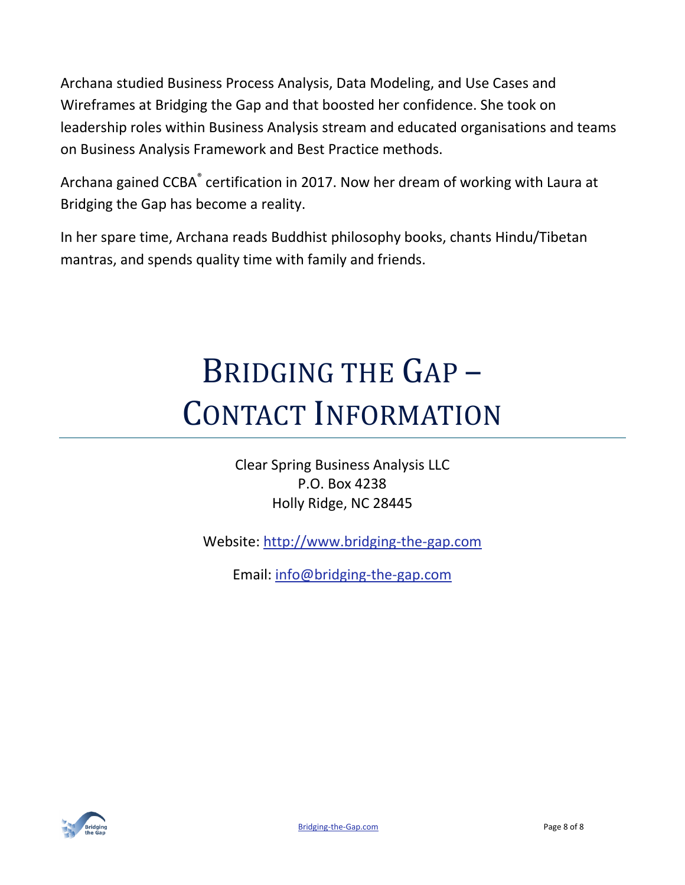Archana studied Business Process Analysis, Data Modeling, and Use Cases and Wireframes at Bridging the Gap and that boosted her confidence. She took on leadership roles within Business Analysis stream and educated organisations and teams on Business Analysis Framework and Best Practice methods.

Archana gained CCBA® certification in 2017. Now her dream of working with Laura at Bridging the Gap has become a reality.

In her spare time, Archana reads Buddhist philosophy books, chants Hindu/Tibetan mantras, and spends quality time with family and friends.

# Bridging the Gap – Contact Information

Clear Spring Business Analysis LLC
P.O. Box 4238
Holly Ridge, NC 28445

Website: [http://www.bridging-the-gap.com](http://www.bridging-the-gap.com)

Email: [info@bridging-the-gap.com](mailto:info@bridging-the-gap.com)